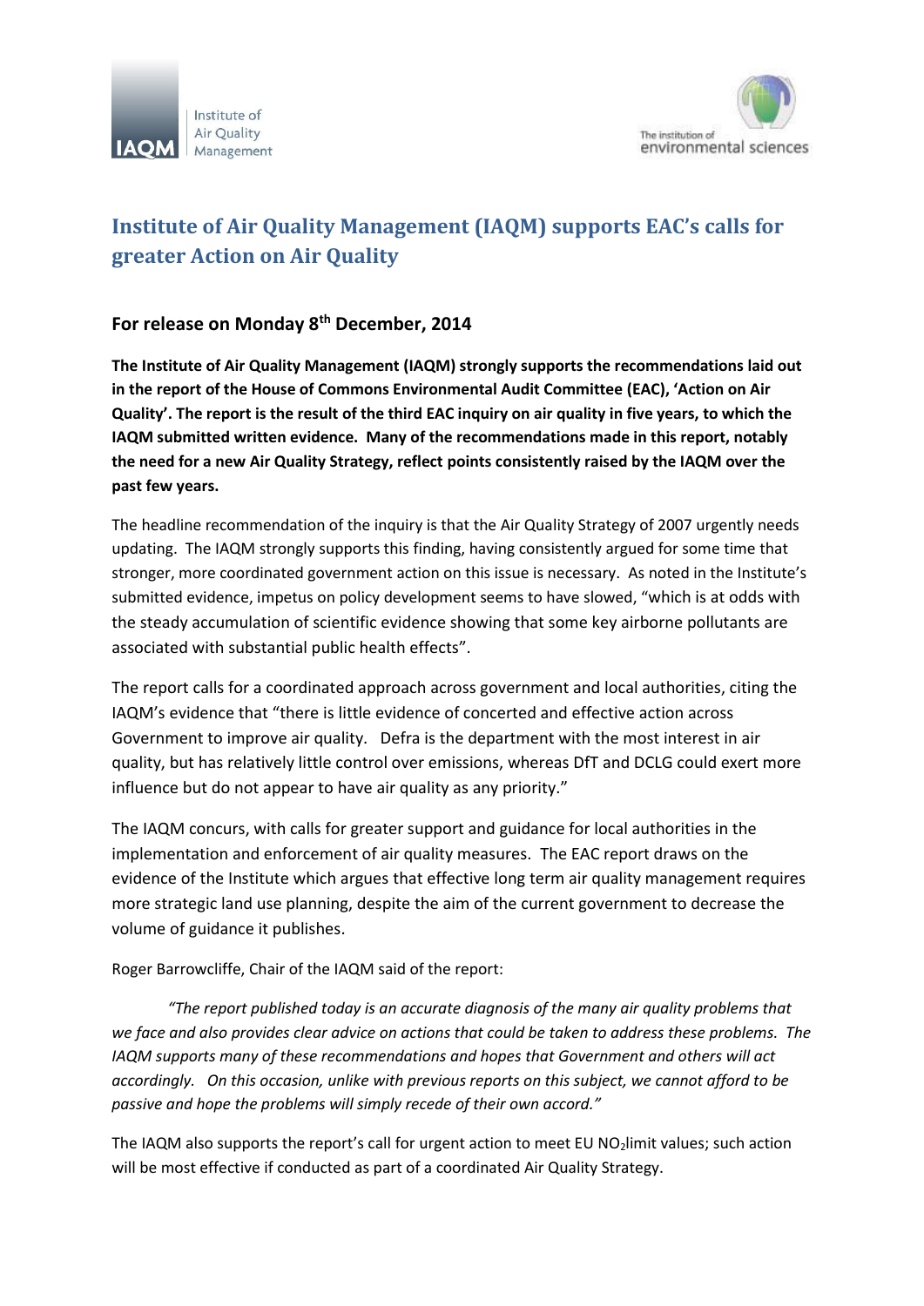# Institute of Air Quality Management (IAQM) supports EAC's calls for greater Action on Air Quality

## For release on Monday 8th December, 2014

**The Institute of Air Quality Management (IAQM) strongly supports the recommendations laid out in the report of the House of Commons Environmental Audit Committee (EAC), 'Action on Air Quality'. The report is the result of the third EAC inquiry on air quality in five years, to which the IAQM submitted written evidence. Many of the recommendations made in this report, notably the need for a new Air Quality Strategy, reflect points consistently raised by the IAQM over the past few years.**

The headline recommendation of the inquiry is that the Air Quality Strategy of 2007 urgently needs updating. The IAQM strongly supports this finding, having consistently argued for some time that stronger, more coordinated government action on this issue is necessary. As noted in the Institute's submitted evidence, impetus on policy development seems to have slowed, "which is at odds with the steady accumulation of scientific evidence showing that some key airborne pollutants are associated with substantial public health effects".

The report calls for a coordinated approach across government and local authorities, citing the IAQM's evidence that "there is little evidence of concerted and effective action across Government to improve air quality. Defra is the department with the most interest in air quality, but has relatively little control over emissions, whereas DfT and DCLG could exert more influence but do not appear to have air quality as any priority."

The IAQM concurs, with calls for greater support and guidance for local authorities in the implementation and enforcement of air quality measures. The EAC report draws on the evidence of the Institute which argues that effective long term air quality management requires more strategic land use planning, despite the aim of the current government to decrease the volume of guidance it publishes.

Roger Barrowcliffe, Chair of the IAQM said of the report:

*"The report published today is an accurate diagnosis of the many air quality problems that we face and also provides clear advice on actions that could be taken to address these problems. The IAQM supports many of these recommendations and hopes that Government and others will act accordingly. On this occasion, unlike with previous reports on this subject, we cannot afford to be passive and hope the problems will simply recede of their own accord."*

The IAQM also supports the report's call for urgent action to meet EU $NO_2$ limit values; such action will be most effective if conducted as part of a coordinated Air Quality Strategy.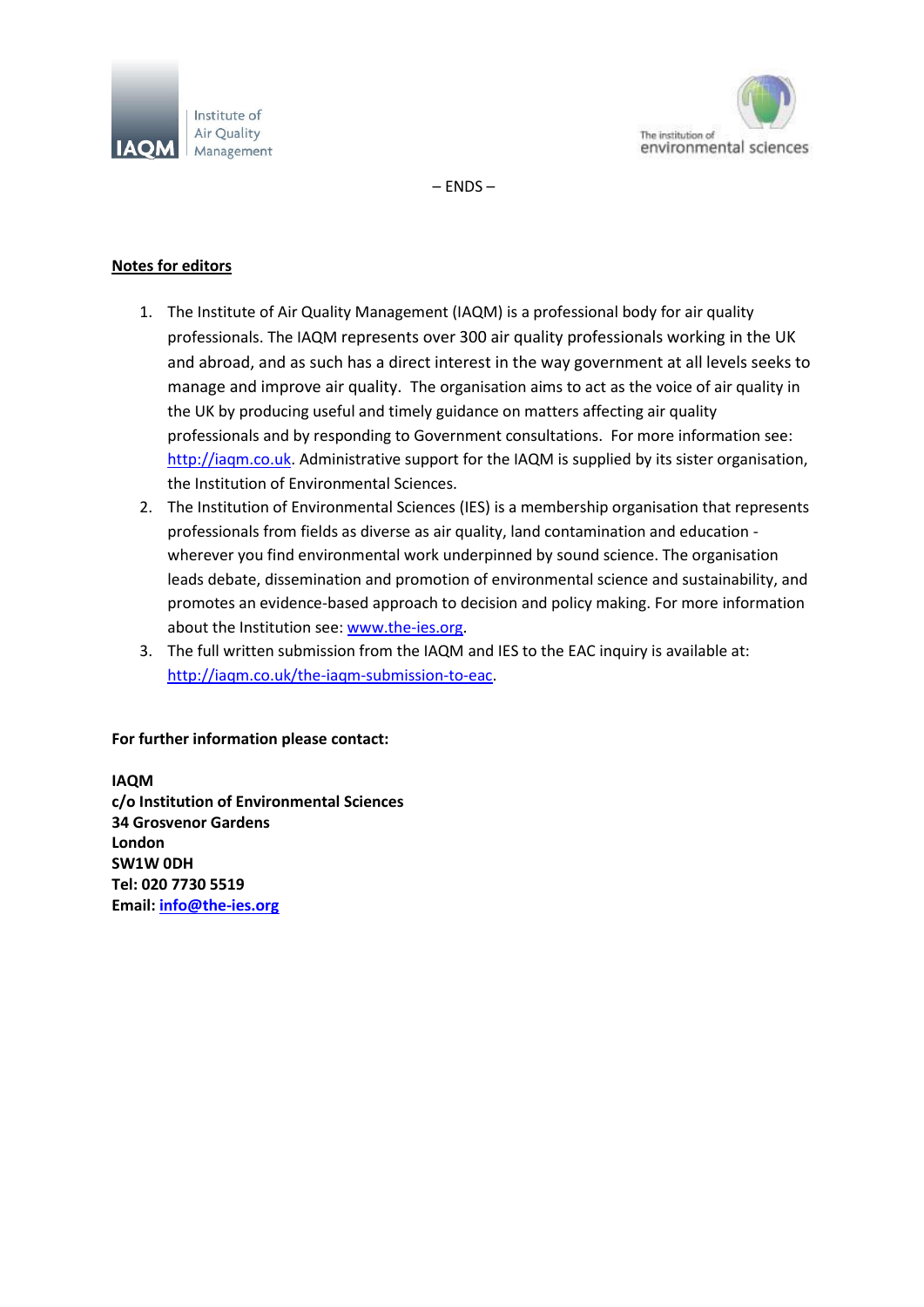– ENDS –

**Notes for editors**

1. The Institute of Air Quality Management (IAQM) is a professional body for air quality professionals. The IAQM represents over 300 air quality professionals working in the UK and abroad, and as such has a direct interest in the way government at all levels seeks to manage and improve air quality. The organisation aims to act as the voice of air quality in the UK by producing useful and timely guidance on matters affecting air quality professionals and by responding to Government consultations. For more information see: [http://iaqm.co.uk](http://iaqm.co.uk). Administrative support for the IAQM is supplied by its sister organisation, the Institution of Environmental Sciences.
2. The Institution of Environmental Sciences (IES) is a membership organisation that represents professionals from fields as diverse as air quality, land contamination and education - wherever you find environmental work underpinned by sound science. The organisation leads debate, dissemination and promotion of environmental science and sustainability, and promotes an evidence-based approach to decision and policy making. For more information about the Institution see: [www.the-ies.org](www.the-ies.org).
3. The full written submission from the IAQM and IES to the EAC inquiry is available at: [http://iaqm.co.uk/the-iaqm-submission-to-eac](http://iaqm.co.uk/the-iaqm-submission-to-eac).

**For further information please contact:**

**IAQM**
**c/o Institution of Environmental Sciences**
**34 Grosvenor Gardens**
**London**
**SW1W 0DH**
**Tel: 020 7730 5519**
**Email: [info@the-ies.org](mailto:info@the-ies.org)**